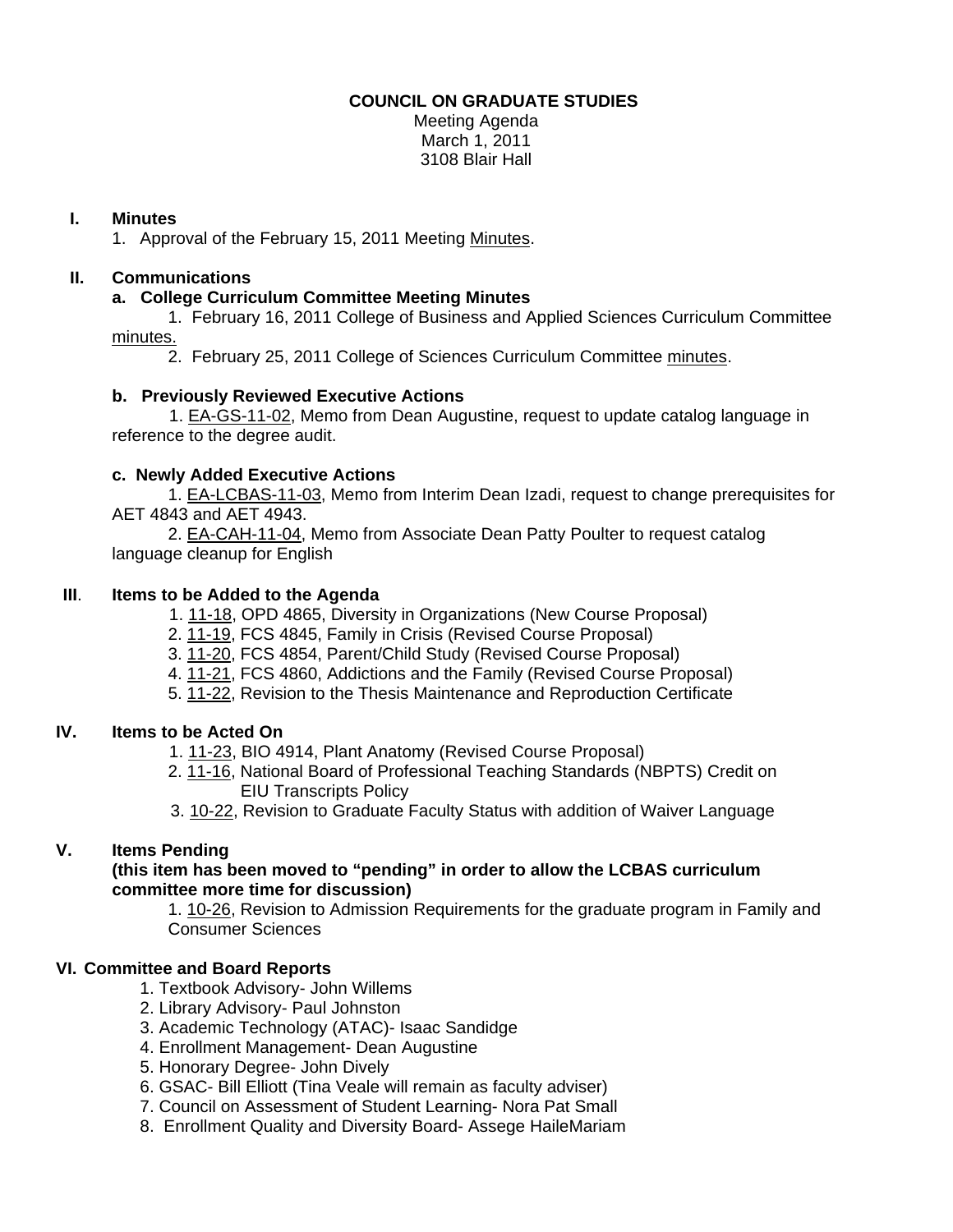**COUNCIL ON GRADUATE STUDIES**

Meeting Agenda
March 1, 2011
3108 Blair Hall

**I. Minutes**

1. Approval of the February 15, 2011 Meeting Minutes.

**II. Communications**

**a. College Curriculum Committee Meeting Minutes**

1. February 16, 2011 College of Business and Applied Sciences Curriculum Committee minutes.
2. February 25, 2011 College of Sciences Curriculum Committee minutes.

**b. Previously Reviewed Executive Actions**

1. EA-GS-11-02, Memo from Dean Augustine, request to update catalog language in reference to the degree audit.

**c. Newly Added Executive Actions**

1. EA-LCBAS-11-03, Memo from Interim Dean Izadi, request to change prerequisites for AET 4843 and AET 4943.
2. EA-CAH-11-04, Memo from Associate Dean Patty Poulter to request catalog language cleanup for English

**III. Items to be Added to the Agenda**

1. 11-18, OPD 4865, Diversity in Organizations (New Course Proposal)
2. 11-19, FCS 4845, Family in Crisis (Revised Course Proposal)
3. 11-20, FCS 4854, Parent/Child Study (Revised Course Proposal)
4. 11-21, FCS 4860, Addictions and the Family (Revised Course Proposal)
5. 11-22, Revision to the Thesis Maintenance and Reproduction Certificate

**IV. Items to be Acted On**

1. 11-23, BIO 4914, Plant Anatomy (Revised Course Proposal)
2. 11-16, National Board of Professional Teaching Standards (NBPTS) Credit on EIU Transcripts Policy
3. 10-22, Revision to Graduate Faculty Status with addition of Waiver Language

**V. Items Pending**

**(this item has been moved to "pending" in order to allow the LCBAS curriculum committee more time for discussion)**

1. 10-26, Revision to Admission Requirements for the graduate program in Family and Consumer Sciences

**VI. Committee and Board Reports**

1. Textbook Advisory- John Willems
2. Library Advisory- Paul Johnston
3. Academic Technology (ATAC)- Isaac Sandidge
4. Enrollment Management- Dean Augustine
5. Honorary Degree- John Dively
6. GSAC- Bill Elliott (Tina Veale will remain as faculty adviser)
7. Council on Assessment of Student Learning- Nora Pat Small
8. Enrollment Quality and Diversity Board- Assege HaileMariam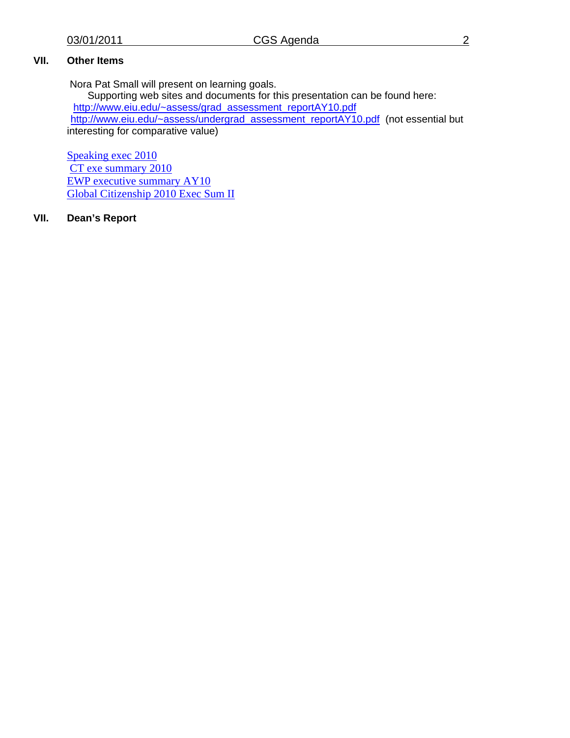## VII. Other Items

Nora Pat Small will present on learning goals.

Supporting web sites and documents for this presentation can be found here:

http://www.eiu.edu/~assess/grad_assessment_reportAY10.pdf

http://www.eiu.edu/~assess/undergrad_assessment_reportAY10.pdf (not essential but interesting for comparative value)

Speaking exec 2010

CT exe summary 2010

EWP executive summary AY10

Global Citizenship 2010 Exec Sum II

## VII. Dean's Report